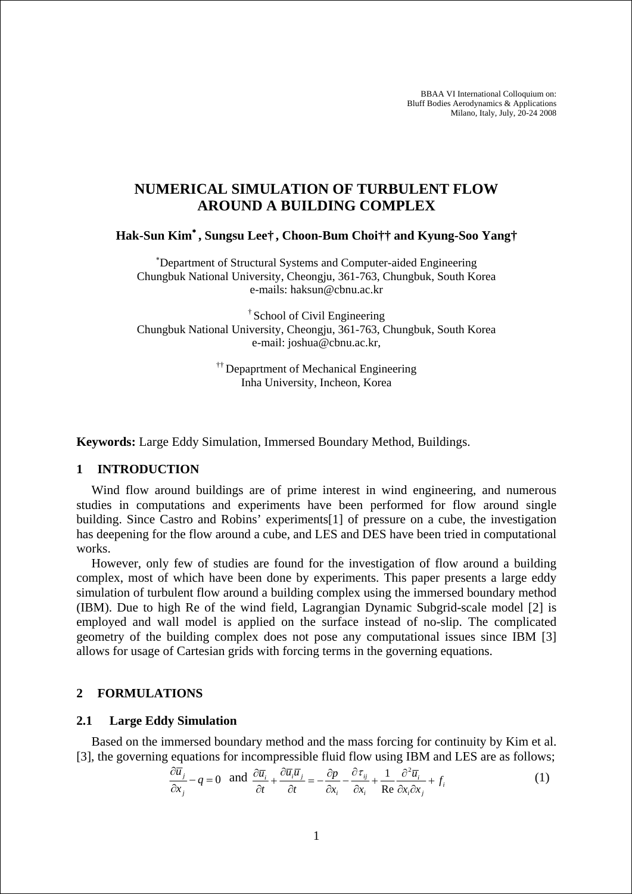# NUMERICAL SIMULATION OF TURBULENT FLOW AROUND A BUILDING COMPLEX

**Hak-Sun Kim*, Sungsu Lee†, Choon-Bum Choi†† and Kyung-Soo Yang†**

*Department of Structural Systems and Computer-aided Engineering
Chungbuk National University, Cheongju, 361-763, Chungbuk, South Korea
e-mails: haksun@cbnu.ac.kr

† School of Civil Engineering
Chungbuk National University, Cheongju, 361-763, Chungbuk, South Korea
e-mail: joshua@cbnu.ac.kr,

†† Depaprtment of Mechanical Engineering
Inha University, Incheon, Korea

**Keywords:** Large Eddy Simulation, Immersed Boundary Method, Buildings.

## 1 INTRODUCTION

Wind flow around buildings are of prime interest in wind engineering, and numerous studies in computations and experiments have been performed for flow around single building. Since Castro and Robins' experiments[1] of pressure on a cube, the investigation has deepening for the flow around a cube, and LES and DES have been tried in computational works.

However, only few of studies are found for the investigation of flow around a building complex, most of which have been done by experiments. This paper presents a large eddy simulation of turbulent flow around a building complex using the immersed boundary method (IBM). Due to high Re of the wind field, Lagrangian Dynamic Subgrid-scale model [2] is employed and wall model is applied on the surface instead of no-slip. The complicated geometry of the building complex does not pose any computational issues since IBM [3] allows for usage of Cartesian grids with forcing terms in the governing equations.

## 2 FORMULATIONS

### 2.1 Large Eddy Simulation

Based on the immersed boundary method and the mass forcing for continuity by Kim et al. [3], the governing equations for incompressible fluid flow using IBM and LES are as follows;

$$\frac{\partial \bar{u}_j}{\partial x_j} - q = 0 \quad \text{and} \quad \frac{\partial \bar{u}_i}{\partial t} + \frac{\partial \bar{u}_i \bar{u}_j}{\partial t} = -\frac{\partial p}{\partial x_i} - \frac{\partial \tau_{ij}}{\partial x_i} + \frac{1}{\mathrm{Re}} \frac{\partial^2 \bar{u}_i}{\partial x_i \partial x_j} + f_i \tag{1}$$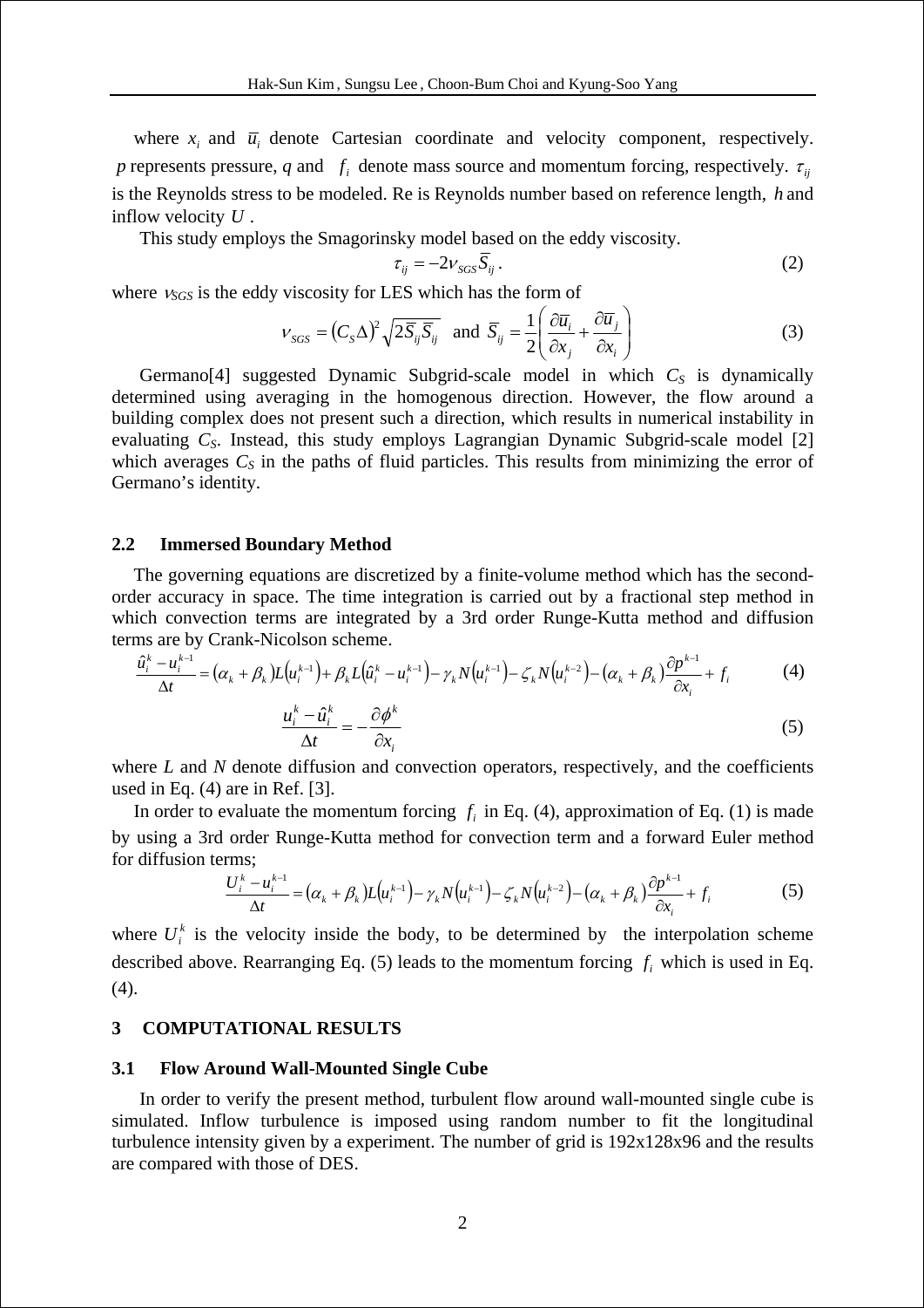where $x_i$ and $\overline{u}_i$ denote Cartesian coordinate and velocity component, respectively. $p$ represents pressure, $q$ and $f_i$ denote mass source and momentum forcing, respectively. $\tau_{ij}$ is the Reynolds stress to be modeled. Re is Reynolds number based on reference length, $h$ and inflow velocity $U$ .

This study employs the Smagorinsky model based on the eddy viscosity.

$$\tau_{ij} = -2\nu_{SGS}\overline{S}_{ij}. \tag{2}$$

where $\nu_{SGS}$ is the eddy viscosity for LES which has the form of

$$\nu_{SGS} = (C_S\Delta)^2\sqrt{2\overline{S}_{ij}\overline{S}_{ij}} \quad \text{and} \quad \overline{S}_{ij} = \frac{1}{2}\left(\frac{\partial \overline{u}_i}{\partial x_j} + \frac{\partial \overline{u}_j}{\partial x_i}\right) \tag{3}$$

Germano[4] suggested Dynamic Subgrid-scale model in which $C_S$ is dynamically determined using averaging in the homogenous direction. However, the flow around a building complex does not present such a direction, which results in numerical instability in evaluating $C_S$. Instead, this study employs Lagrangian Dynamic Subgrid-scale model [2] which averages $C_S$ in the paths of fluid particles. This results from minimizing the error of Germano's identity.

### 2.2 Immersed Boundary Method

The governing equations are discretized by a finite-volume method which has the second-order accuracy in space. The time integration is carried out by a fractional step method in which convection terms are integrated by a 3rd order Runge-Kutta method and diffusion terms are by Crank-Nicolson scheme.

$$\frac{\hat{u}_i^k - u_i^{k-1}}{\Delta t} = (\alpha_k + \beta_k)L(u_i^{k-1}) + \beta_k L(\hat{u}_i^k - u_i^{k-1}) - \gamma_k N(u_i^{k-1}) - \zeta_k N(u_i^{k-2}) - (\alpha_k + \beta_k)\frac{\partial p^{k-1}}{\partial x_i} + f_i \tag{4}$$

$$\frac{u_i^k - \hat{u}_i^k}{\Delta t} = -\frac{\partial \phi^k}{\partial x_i} \tag{5}$$

where $L$ and $N$ denote diffusion and convection operators, respectively, and the coefficients used in Eq. (4) are in Ref. [3].

In order to evaluate the momentum forcing $f_i$ in Eq. (4), approximation of Eq. (1) is made by using a 3rd order Runge-Kutta method for convection term and a forward Euler method for diffusion terms;

$$\frac{U_i^k - u_i^{k-1}}{\Delta t} = (\alpha_k + \beta_k)L(u_i^{k-1}) - \gamma_k N(u_i^{k-1}) - \zeta_k N(u_i^{k-2}) - (\alpha_k + \beta_k)\frac{\partial p^{k-1}}{\partial x_i} + f_i \tag{5}$$

where $U_i^k$ is the velocity inside the body, to be determined by the interpolation scheme described above. Rearranging Eq. (5) leads to the momentum forcing $f_i$ which is used in Eq. (4).

## 3 COMPUTATIONAL RESULTS

### 3.1 Flow Around Wall-Mounted Single Cube

In order to verify the present method, turbulent flow around wall-mounted single cube is simulated. Inflow turbulence is imposed using random number to fit the longitudinal turbulence intensity given by a experiment. The number of grid is 192x128x96 and the results are compared with those of DES.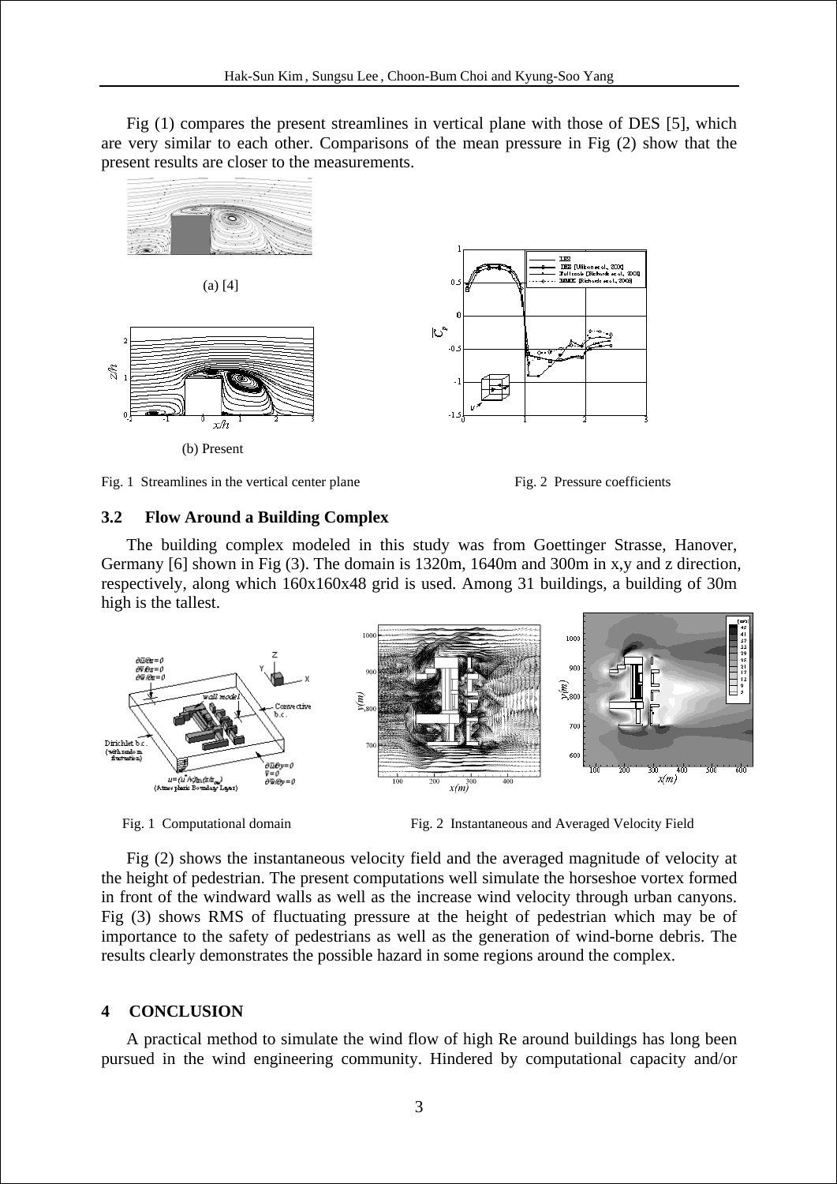Fig (1) compares the present streamlines in vertical plane with those of DES [5], which are very similar to each other. Comparisons of the mean pressure in Fig (2) show that the present results are closer to the measurements.

(a) [4]

(b) Present

Fig. 1 Streamlines in the vertical center plane

Fig. 2 Pressure coefficients

### 3.2 Flow Around a Building Complex

The building complex modeled in this study was from Goettinger Strasse, Hanover, Germany [6] shown in Fig (3). The domain is 1320m, 1640m and 300m in x,y and z direction, respectively, along which 160x160x48 grid is used. Among 31 buildings, a building of 30m high is the tallest.

Fig. 1 Computational domain

Fig. 2 Instantaneous and Averaged Velocity Field

Fig (2) shows the instantaneous velocity field and the averaged magnitude of velocity at the height of pedestrian. The present computations well simulate the horseshoe vortex formed in front of the windward walls as well as the increase wind velocity through urban canyons. Fig (3) shows RMS of fluctuating pressure at the height of pedestrian which may be of importance to the safety of pedestrians as well as the generation of wind-borne debris. The results clearly demonstrates the possible hazard in some regions around the complex.

## 4 CONCLUSION

A practical method to simulate the wind flow of high Re around buildings has long been pursued in the wind engineering community. Hindered by computational capacity and/or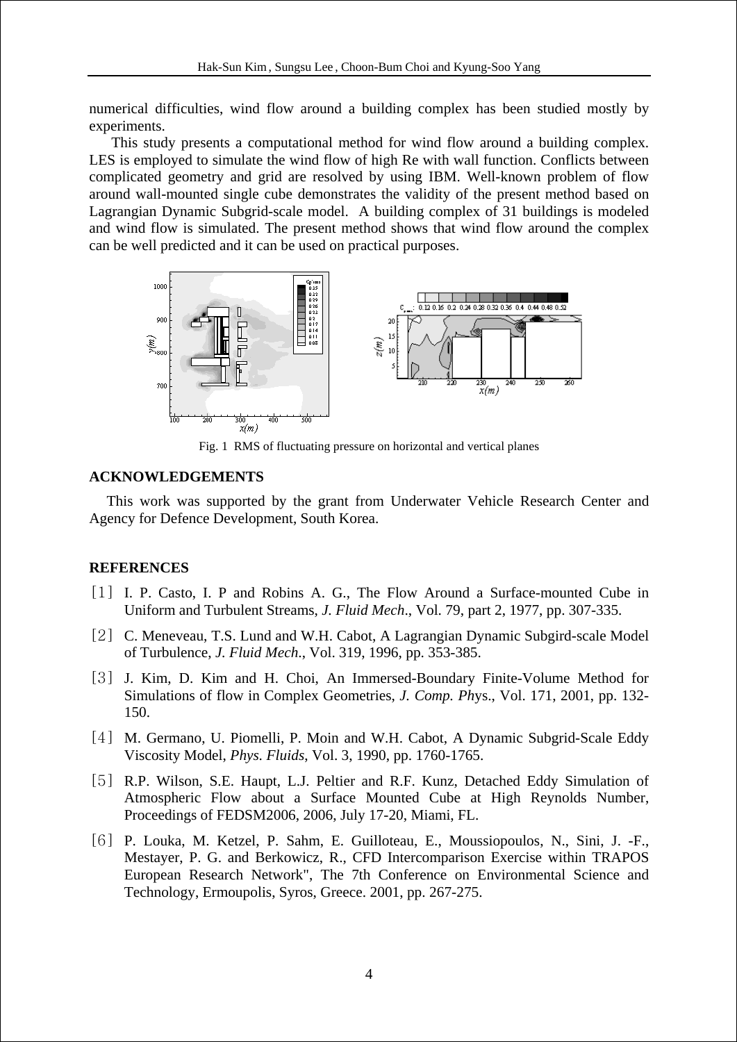numerical difficulties, wind flow around a building complex has been studied mostly by experiments.

This study presents a computational method for wind flow around a building complex. LES is employed to simulate the wind flow of high Re with wall function. Conflicts between complicated geometry and grid are resolved by using IBM. Well-known problem of flow around wall-mounted single cube demonstrates the validity of the present method based on Lagrangian Dynamic Subgrid-scale model. A building complex of 31 buildings is modeled and wind flow is simulated. The present method shows that wind flow around the complex can be well predicted and it can be used on practical purposes.

Fig. 1 RMS of fluctuating pressure on horizontal and vertical planes

## ACKNOWLEDGEMENTS

This work was supported by the grant from Underwater Vehicle Research Center and Agency for Defence Development, South Korea.

## REFERENCES

[1] I. P. Casto, I. P and Robins A. G., The Flow Around a Surface-mounted Cube in Uniform and Turbulent Streams, *J. Fluid Mech*., Vol. 79, part 2, 1977, pp. 307-335.

[2] C. Meneveau, T.S. Lund and W.H. Cabot, A Lagrangian Dynamic Subgird-scale Model of Turbulence, *J. Fluid Mech*., Vol. 319, 1996, pp. 353-385.

[3] J. Kim, D. Kim and H. Choi, An Immersed-Boundary Finite-Volume Method for Simulations of flow in Complex Geometries, *J. Comp. Phys*., Vol. 171, 2001, pp. 132-150.

[4] M. Germano, U. Piomelli, P. Moin and W.H. Cabot, A Dynamic Subgrid-Scale Eddy Viscosity Model, *Phys. Fluids*, Vol. 3, 1990, pp. 1760-1765.

[5] R.P. Wilson, S.E. Haupt, L.J. Peltier and R.F. Kunz, Detached Eddy Simulation of Atmospheric Flow about a Surface Mounted Cube at High Reynolds Number, Proceedings of FEDSM2006, 2006, July 17-20, Miami, FL.

[6] P. Louka, M. Ketzel, P. Sahm, E. Guilloteau, E., Moussiopoulos, N., Sini, J. -F., Mestayer, P. G. and Berkowicz, R., CFD Intercomparison Exercise within TRAPOS European Research Network", The 7th Conference on Environmental Science and Technology, Ermoupolis, Syros, Greece. 2001, pp. 267-275.